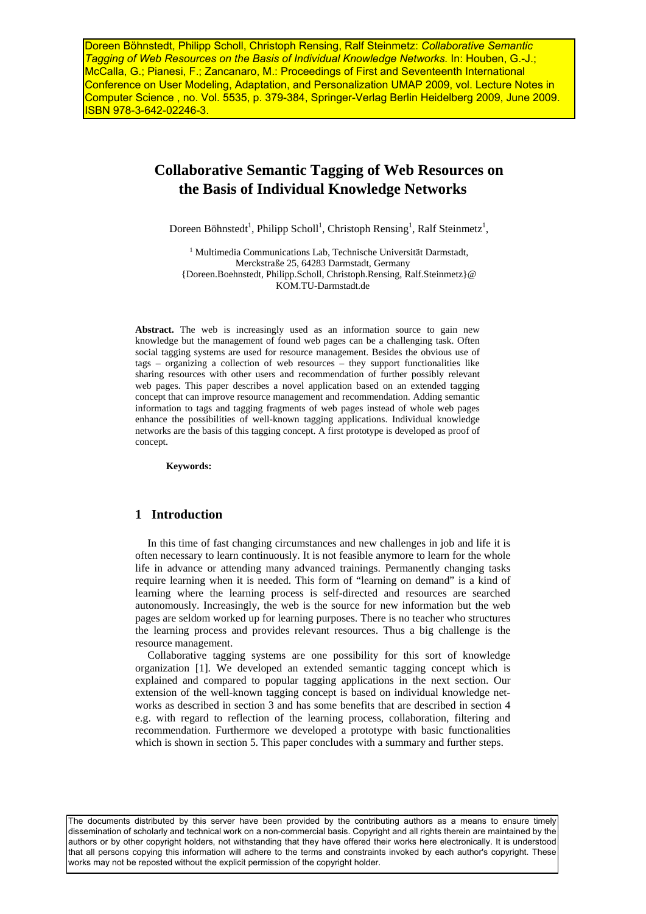Doreen Böhnstedt, Philipp Scholl, Christoph Rensing, Ralf Steinmetz: *Collaborative Semantic Tagging of Web Resources on the Basis of Individual Knowledge Networks.* In: Houben, G.-J.; McCalla, G.; Pianesi, F.; Zancanaro, M.: Proceedings of First and Seventeenth International Conference on User Modeling, Adaptation, and Personalization UMAP 2009, vol. Lecture Notes in Computer Science , no. Vol. 5535, p. 379-384, Springer-Verlag Berlin Heidelberg 2009, June 2009. ISBN 978-3-642-02246-3.

# Collaborative Semantic Tagging of Web Resources on the Basis of Individual Knowledge Networks

Doreen Böhnstedt[1], Philipp Scholl[1], Christoph Rensing[1], Ralf Steinmetz[1],

[1] Multimedia Communications Lab, Technische Universität Darmstadt, Merckstraße 25, 64283 Darmstadt, Germany
{Doreen.Boehnstedt, Philipp.Scholl, Christoph.Rensing, Ralf.Steinmetz}@KOM.TU-Darmstadt.de

**Abstract.** The web is increasingly used as an information source to gain new knowledge but the management of found web pages can be a challenging task. Often social tagging systems are used for resource management. Besides the obvious use of tags – organizing a collection of web resources – they support functionalities like sharing resources with other users and recommendation of further possibly relevant web pages. This paper describes a novel application based on an extended tagging concept that can improve resource management and recommendation. Adding semantic information to tags and tagging fragments of web pages instead of whole web pages enhance the possibilities of well-known tagging applications. Individual knowledge networks are the basis of this tagging concept. A first prototype is developed as proof of concept.

**Keywords:**

## 1 Introduction

In this time of fast changing circumstances and new challenges in job and life it is often necessary to learn continuously. It is not feasible anymore to learn for the whole life in advance or attending many advanced trainings. Permanently changing tasks require learning when it is needed. This form of "learning on demand" is a kind of learning where the learning process is self-directed and resources are searched autonomously. Increasingly, the web is the source for new information but the web pages are seldom worked up for learning purposes. There is no teacher who structures the learning process and provides relevant resources. Thus a big challenge is the resource management.

Collaborative tagging systems are one possibility for this sort of knowledge organization [1]. We developed an extended semantic tagging concept which is explained and compared to popular tagging applications in the next section. Our extension of the well-known tagging concept is based on individual knowledge networks as described in section 3 and has some benefits that are described in section 4 e.g. with regard to reflection of the learning process, collaboration, filtering and recommendation. Furthermore we developed a prototype with basic functionalities which is shown in section 5. This paper concludes with a summary and further steps.

The documents distributed by this server have been provided by the contributing authors as a means to ensure timely dissemination of scholarly and technical work on a non-commercial basis. Copyright and all rights therein are maintained by the authors or by other copyright holders, not withstanding that they have offered their works here electronically. It is understood that all persons copying this information will adhere to the terms and constraints invoked by each author's copyright. These works may not be reposted without the explicit permission of the copyright holder.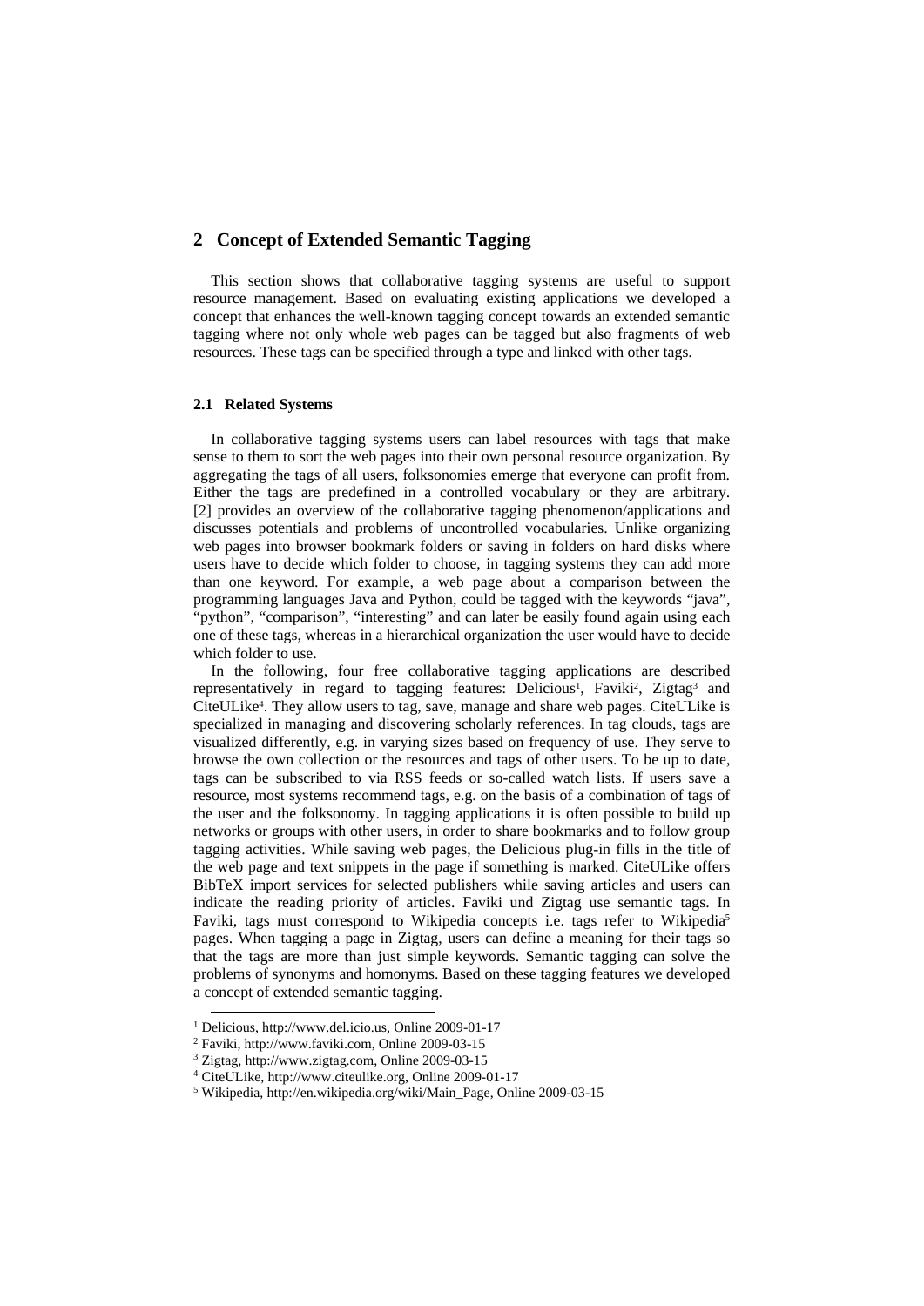## 2 Concept of Extended Semantic Tagging

This section shows that collaborative tagging systems are useful to support resource management. Based on evaluating existing applications we developed a concept that enhances the well-known tagging concept towards an extended semantic tagging where not only whole web pages can be tagged but also fragments of web resources. These tags can be specified through a type and linked with other tags.

### 2.1 Related Systems

In collaborative tagging systems users can label resources with tags that make sense to them to sort the web pages into their own personal resource organization. By aggregating the tags of all users, folksonomies emerge that everyone can profit from. Either the tags are predefined in a controlled vocabulary or they are arbitrary. [2] provides an overview of the collaborative tagging phenomenon/applications and discusses potentials and problems of uncontrolled vocabularies. Unlike organizing web pages into browser bookmark folders or saving in folders on hard disks where users have to decide which folder to choose, in tagging systems they can add more than one keyword. For example, a web page about a comparison between the programming languages Java and Python, could be tagged with the keywords "java", "python", "comparison", "interesting" and can later be easily found again using each one of these tags, whereas in a hierarchical organization the user would have to decide which folder to use.

In the following, four free collaborative tagging applications are described representatively in regard to tagging features: Delicious[1], Faviki[2], Zigtag[3] and CiteULike[4]. They allow users to tag, save, manage and share web pages. CiteULike is specialized in managing and discovering scholarly references. In tag clouds, tags are visualized differently, e.g. in varying sizes based on frequency of use. They serve to browse the own collection or the resources and tags of other users. To be up to date, tags can be subscribed to via RSS feeds or so-called watch lists. If users save a resource, most systems recommend tags, e.g. on the basis of a combination of tags of the user and the folksonomy. In tagging applications it is often possible to build up networks or groups with other users, in order to share bookmarks and to follow group tagging activities. While saving web pages, the Delicious plug-in fills in the title of the web page and text snippets in the page if something is marked. CiteULike offers BibTeX import services for selected publishers while saving articles and users can indicate the reading priority of articles. Faviki und Zigtag use semantic tags. In Faviki, tags must correspond to Wikipedia concepts i.e. tags refer to Wikipedia[5] pages. When tagging a page in Zigtag, users can define a meaning for their tags so that the tags are more than just simple keywords. Semantic tagging can solve the problems of synonyms and homonyms. Based on these tagging features we developed a concept of extended semantic tagging.

---

[1] Delicious, http://www.del.icio.us, Online 2009-01-17

[2] Faviki, http://www.faviki.com, Online 2009-03-15

[3] Zigtag, http://www.zigtag.com, Online 2009-03-15

[4] CiteULike, http://www.citeulike.org, Online 2009-01-17

[5] Wikipedia, http://en.wikipedia.org/wiki/Main_Page, Online 2009-03-15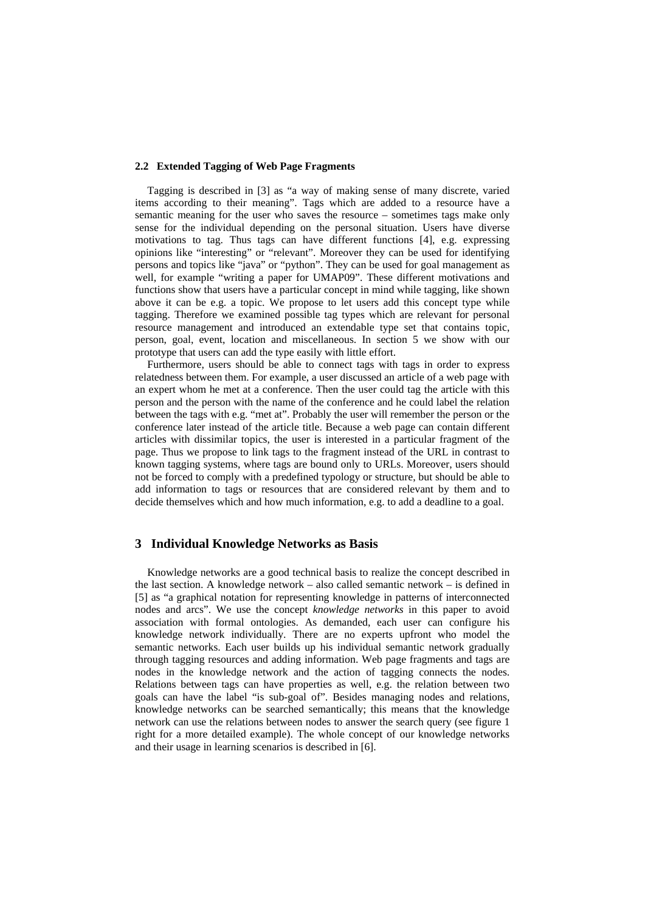### 2.2 Extended Tagging of Web Page Fragments

Tagging is described in [3] as "a way of making sense of many discrete, varied items according to their meaning". Tags which are added to a resource have a semantic meaning for the user who saves the resource – sometimes tags make only sense for the individual depending on the personal situation. Users have diverse motivations to tag. Thus tags can have different functions [4], e.g. expressing opinions like "interesting" or "relevant". Moreover they can be used for identifying persons and topics like "java" or "python". They can be used for goal management as well, for example "writing a paper for UMAP09". These different motivations and functions show that users have a particular concept in mind while tagging, like shown above it can be e.g. a topic. We propose to let users add this concept type while tagging. Therefore we examined possible tag types which are relevant for personal resource management and introduced an extendable type set that contains topic, person, goal, event, location and miscellaneous. In section 5 we show with our prototype that users can add the type easily with little effort.

Furthermore, users should be able to connect tags with tags in order to express relatedness between them. For example, a user discussed an article of a web page with an expert whom he met at a conference. Then the user could tag the article with this person and the person with the name of the conference and he could label the relation between the tags with e.g. "met at". Probably the user will remember the person or the conference later instead of the article title. Because a web page can contain different articles with dissimilar topics, the user is interested in a particular fragment of the page. Thus we propose to link tags to the fragment instead of the URL in contrast to known tagging systems, where tags are bound only to URLs. Moreover, users should not be forced to comply with a predefined typology or structure, but should be able to add information to tags or resources that are considered relevant by them and to decide themselves which and how much information, e.g. to add a deadline to a goal.

## 3 Individual Knowledge Networks as Basis

Knowledge networks are a good technical basis to realize the concept described in the last section. A knowledge network – also called semantic network – is defined in [5] as "a graphical notation for representing knowledge in patterns of interconnected nodes and arcs". We use the concept *knowledge networks* in this paper to avoid association with formal ontologies. As demanded, each user can configure his knowledge network individually. There are no experts upfront who model the semantic networks. Each user builds up his individual semantic network gradually through tagging resources and adding information. Web page fragments and tags are nodes in the knowledge network and the action of tagging connects the nodes. Relations between tags can have properties as well, e.g. the relation between two goals can have the label "is sub-goal of". Besides managing nodes and relations, knowledge networks can be searched semantically; this means that the knowledge network can use the relations between nodes to answer the search query (see figure 1 right for a more detailed example). The whole concept of our knowledge networks and their usage in learning scenarios is described in [6].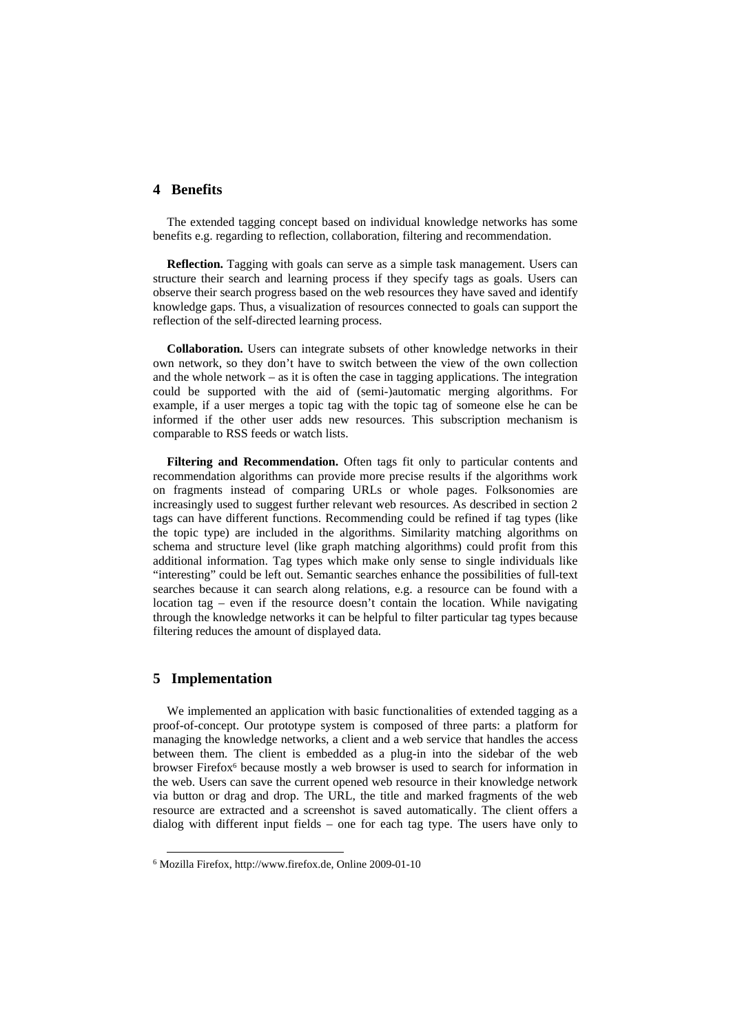## 4 Benefits

The extended tagging concept based on individual knowledge networks has some benefits e.g. regarding to reflection, collaboration, filtering and recommendation.

**Reflection.** Tagging with goals can serve as a simple task management. Users can structure their search and learning process if they specify tags as goals. Users can observe their search progress based on the web resources they have saved and identify knowledge gaps. Thus, a visualization of resources connected to goals can support the reflection of the self-directed learning process.

**Collaboration.** Users can integrate subsets of other knowledge networks in their own network, so they don't have to switch between the view of the own collection and the whole network – as it is often the case in tagging applications. The integration could be supported with the aid of (semi-)automatic merging algorithms. For example, if a user merges a topic tag with the topic tag of someone else he can be informed if the other user adds new resources. This subscription mechanism is comparable to RSS feeds or watch lists.

**Filtering and Recommendation.** Often tags fit only to particular contents and recommendation algorithms can provide more precise results if the algorithms work on fragments instead of comparing URLs or whole pages. Folksonomies are increasingly used to suggest further relevant web resources. As described in section 2 tags can have different functions. Recommending could be refined if tag types (like the topic type) are included in the algorithms. Similarity matching algorithms on schema and structure level (like graph matching algorithms) could profit from this additional information. Tag types which make only sense to single individuals like "interesting" could be left out. Semantic searches enhance the possibilities of full-text searches because it can search along relations, e.g. a resource can be found with a location tag – even if the resource doesn't contain the location. While navigating through the knowledge networks it can be helpful to filter particular tag types because filtering reduces the amount of displayed data.

## 5 Implementation

We implemented an application with basic functionalities of extended tagging as a proof-of-concept. Our prototype system is composed of three parts: a platform for managing the knowledge networks, a client and a web service that handles the access between them. The client is embedded as a plug-in into the sidebar of the web browser Firefox[6] because mostly a web browser is used to search for information in the web. Users can save the current opened web resource in their knowledge network via button or drag and drop. The URL, the title and marked fragments of the web resource are extracted and a screenshot is saved automatically. The client offers a dialog with different input fields – one for each tag type. The users have only to

[6] Mozilla Firefox, http://www.firefox.de, Online 2009-01-10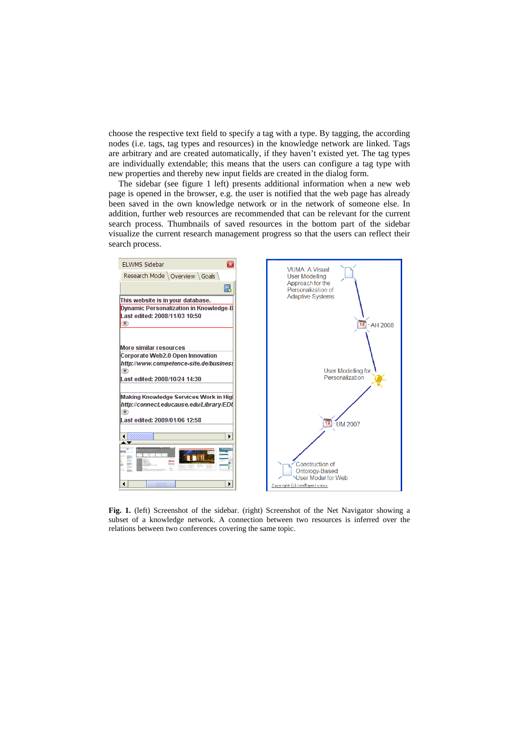choose the respective text field to specify a tag with a type. By tagging, the according nodes (i.e. tags, tag types and resources) in the knowledge network are linked. Tags are arbitrary and are created automatically, if they haven't existed yet. The tag types are individually extendable; this means that the users can configure a tag type with new properties and thereby new input fields are created in the dialog form.

The sidebar (see figure 1 left) presents additional information when a new web page is opened in the browser, e.g. the user is notified that the web page has already been saved in the own knowledge network or in the network of someone else. In addition, further web resources are recommended that can be relevant for the current search process. Thumbnails of saved resources in the bottom part of the sidebar visualize the current research management progress so that the users can reflect their search process.

**Fig. 1.** (left) Screenshot of the sidebar. (right) Screenshot of the Net Navigator showing a subset of a knowledge network. A connection between two resources is inferred over the relations between two conferences covering the same topic.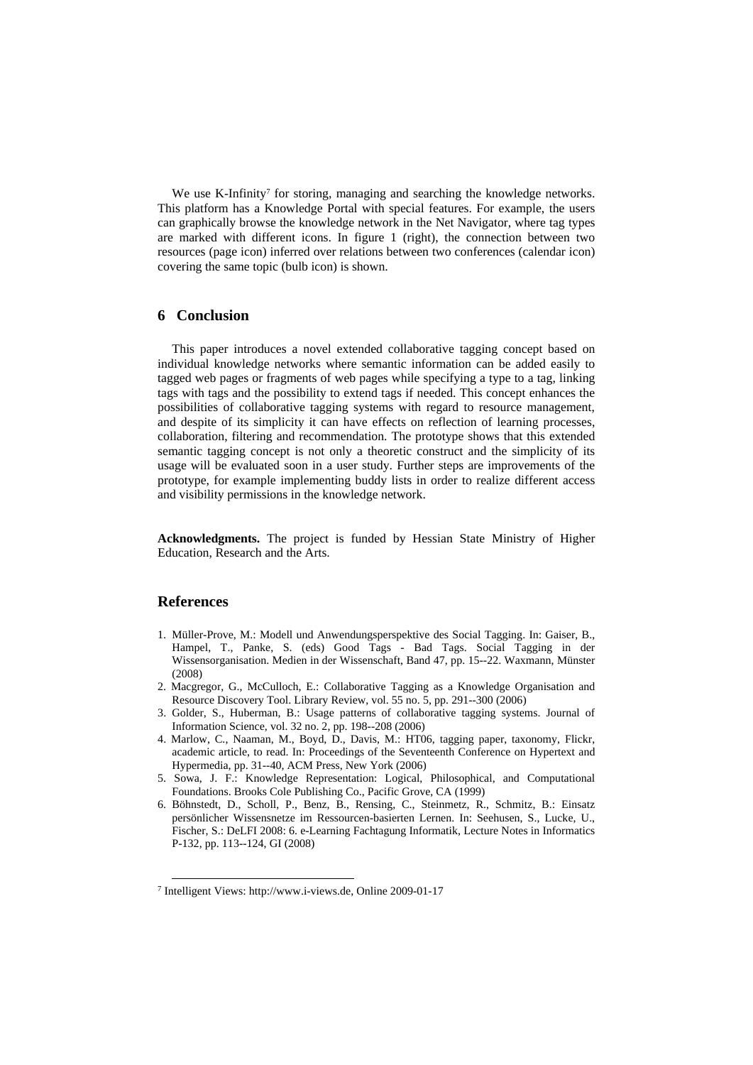We use K-Infinity[7] for storing, managing and searching the knowledge networks. This platform has a Knowledge Portal with special features. For example, the users can graphically browse the knowledge network in the Net Navigator, where tag types are marked with different icons. In figure 1 (right), the connection between two resources (page icon) inferred over relations between two conferences (calendar icon) covering the same topic (bulb icon) is shown.

## 6 Conclusion

This paper introduces a novel extended collaborative tagging concept based on individual knowledge networks where semantic information can be added easily to tagged web pages or fragments of web pages while specifying a type to a tag, linking tags with tags and the possibility to extend tags if needed. This concept enhances the possibilities of collaborative tagging systems with regard to resource management, and despite of its simplicity it can have effects on reflection of learning processes, collaboration, filtering and recommendation. The prototype shows that this extended semantic tagging concept is not only a theoretic construct and the simplicity of its usage will be evaluated soon in a user study. Further steps are improvements of the prototype, for example implementing buddy lists in order to realize different access and visibility permissions in the knowledge network.

**Acknowledgments.** The project is funded by Hessian State Ministry of Higher Education, Research and the Arts.

## References

1. Müller-Prove, M.: Modell und Anwendungsperspektive des Social Tagging. In: Gaiser, B., Hampel, T., Panke, S. (eds) Good Tags - Bad Tags. Social Tagging in der Wissensorganisation. Medien in der Wissenschaft, Band 47, pp. 15--22. Waxmann, Münster (2008)
2. Macgregor, G., McCulloch, E.: Collaborative Tagging as a Knowledge Organisation and Resource Discovery Tool. Library Review, vol. 55 no. 5, pp. 291--300 (2006)
3. Golder, S., Huberman, B.: Usage patterns of collaborative tagging systems. Journal of Information Science, vol. 32 no. 2, pp. 198--208 (2006)
4. Marlow, C., Naaman, M., Boyd, D., Davis, M.: HT06, tagging paper, taxonomy, Flickr, academic article, to read. In: Proceedings of the Seventeenth Conference on Hypertext and Hypermedia, pp. 31--40, ACM Press, New York (2006)
5. Sowa, J. F.: Knowledge Representation: Logical, Philosophical, and Computational Foundations. Brooks Cole Publishing Co., Pacific Grove, CA (1999)
6. Böhnstedt, D., Scholl, P., Benz, B., Rensing, C., Steinmetz, R., Schmitz, B.: Einsatz persönlicher Wissensnetze im Ressourcen-basierten Lernen. In: Seehusen, S., Lucke, U., Fischer, S.: DeLFI 2008: 6. e-Learning Fachtagung Informatik, Lecture Notes in Informatics P-132, pp. 113--124, GI (2008)

[7] Intelligent Views: http://www.i-views.de, Online 2009-01-17